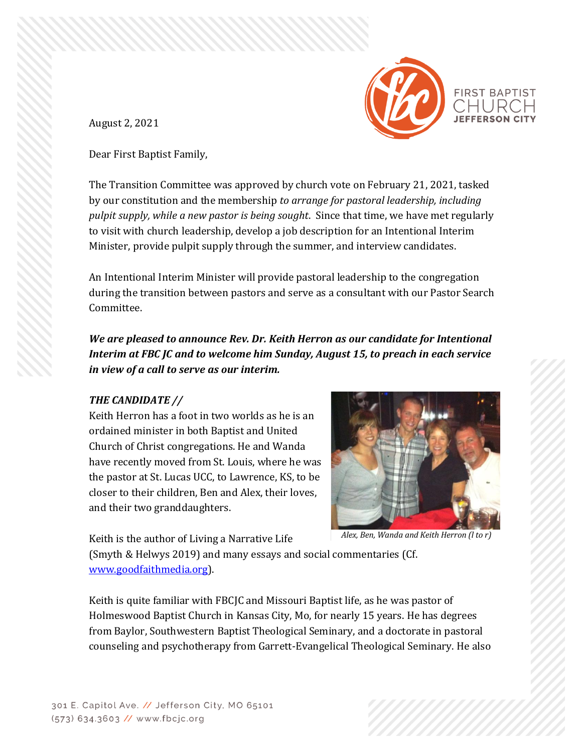August 2, 2021

Dear First Baptist Family,

The Transition Committee was approved by church vote on February 21, 2021, tasked by our constitution and the membership *to arrange for pastoral leadership, including pulpit supply, while a new pastor is being sought*. Since that time, we have met regularly to visit with church leadership, develop a job description for an Intentional Interim Minister, provide pulpit supply through the summer, and interview candidates.

An Intentional Interim Minister will provide pastoral leadership to the congregation during the transition between pastors and serve as a consultant with our Pastor Search Committee.

***We are pleased to announce Rev. Dr. Keith Herron as our candidate for Intentional Interim at FBC JC and to welcome him Sunday, August 15, to preach in each service in view of a call to serve as our interim.***

***THE CANDIDATE //***

Keith Herron has a foot in two worlds as he is an ordained minister in both Baptist and United Church of Christ congregations. He and Wanda have recently moved from St. Louis, where he was the pastor at St. Lucas UCC, to Lawrence, KS, to be closer to their children, Ben and Alex, their loves, and their two granddaughters.

*Alex, Ben, Wanda and Keith Herron (l to r)*

Keith is the author of Living a Narrative Life (Smyth & Helwys 2019) and many essays and social commentaries (Cf. www.goodfaithmedia.org).

Keith is quite familiar with FBCJC and Missouri Baptist life, as he was pastor of Holmeswood Baptist Church in Kansas City, Mo, for nearly 15 years. He has degrees from Baylor, Southwestern Baptist Theological Seminary, and a doctorate in pastoral counseling and psychotherapy from Garrett-Evangelical Theological Seminary. He also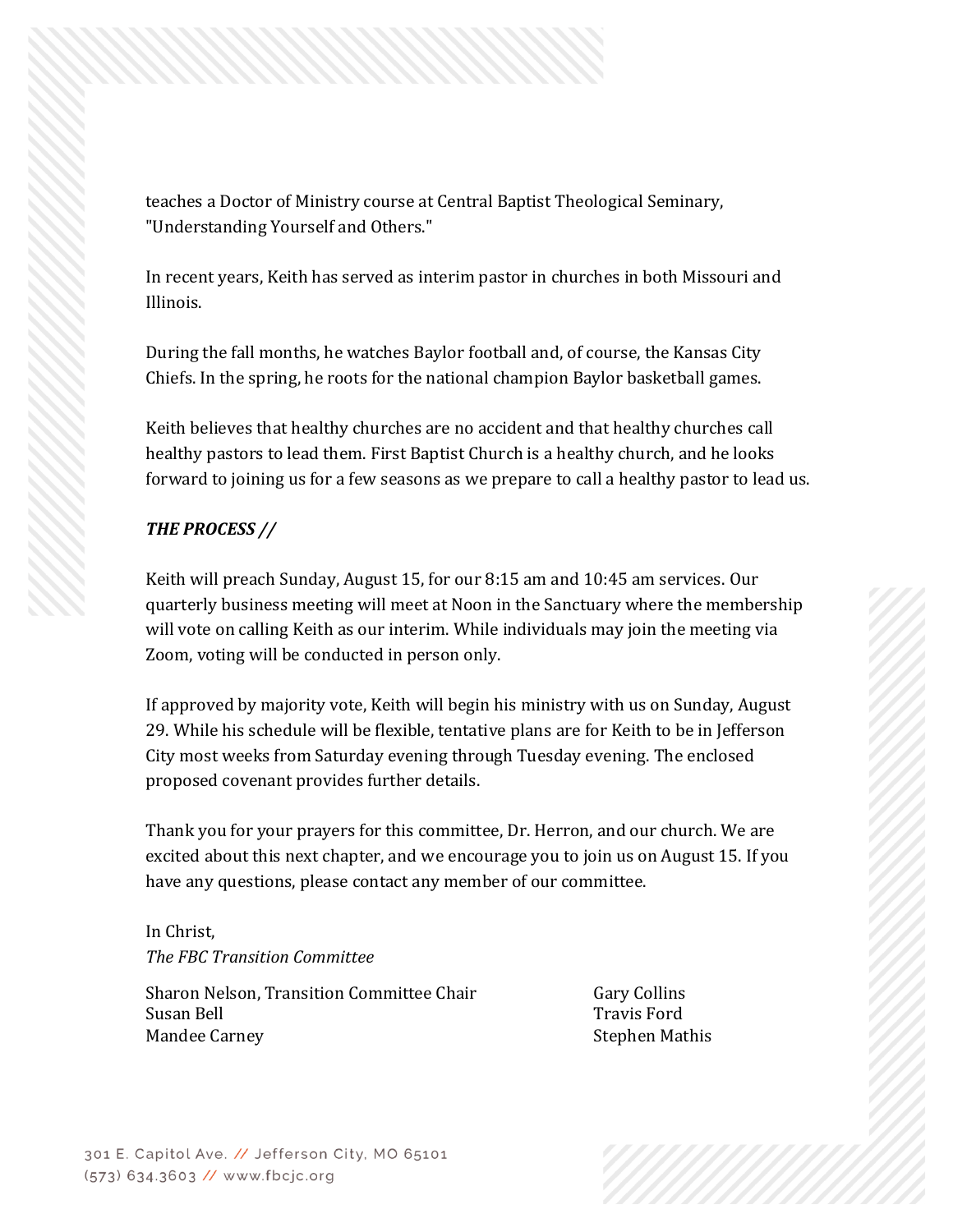teaches a Doctor of Ministry course at Central Baptist Theological Seminary, "Understanding Yourself and Others."

In recent years, Keith has served as interim pastor in churches in both Missouri and Illinois.

During the fall months, he watches Baylor football and, of course, the Kansas City Chiefs. In the spring, he roots for the national champion Baylor basketball games.

Keith believes that healthy churches are no accident and that healthy churches call healthy pastors to lead them. First Baptist Church is a healthy church, and he looks forward to joining us for a few seasons as we prepare to call a healthy pastor to lead us.

***THE PROCESS //***

Keith will preach Sunday, August 15, for our 8:15 am and 10:45 am services. Our quarterly business meeting will meet at Noon in the Sanctuary where the membership will vote on calling Keith as our interim. While individuals may join the meeting via Zoom, voting will be conducted in person only.

If approved by majority vote, Keith will begin his ministry with us on Sunday, August 29. While his schedule will be flexible, tentative plans are for Keith to be in Jefferson City most weeks from Saturday evening through Tuesday evening. The enclosed proposed covenant provides further details.

Thank you for your prayers for this committee, Dr. Herron, and our church. We are excited about this next chapter, and we encourage you to join us on August 15. If you have any questions, please contact any member of our committee.

In Christ,
*The FBC Transition Committee*

Sharon Nelson, Transition Committee Chair
Susan Bell
Mandee Carney
Gary Collins
Travis Ford
Stephen Mathis

301 E. Capitol Ave. // Jefferson City, MO 65101
(573) 634.3603 // www.fbcjc.org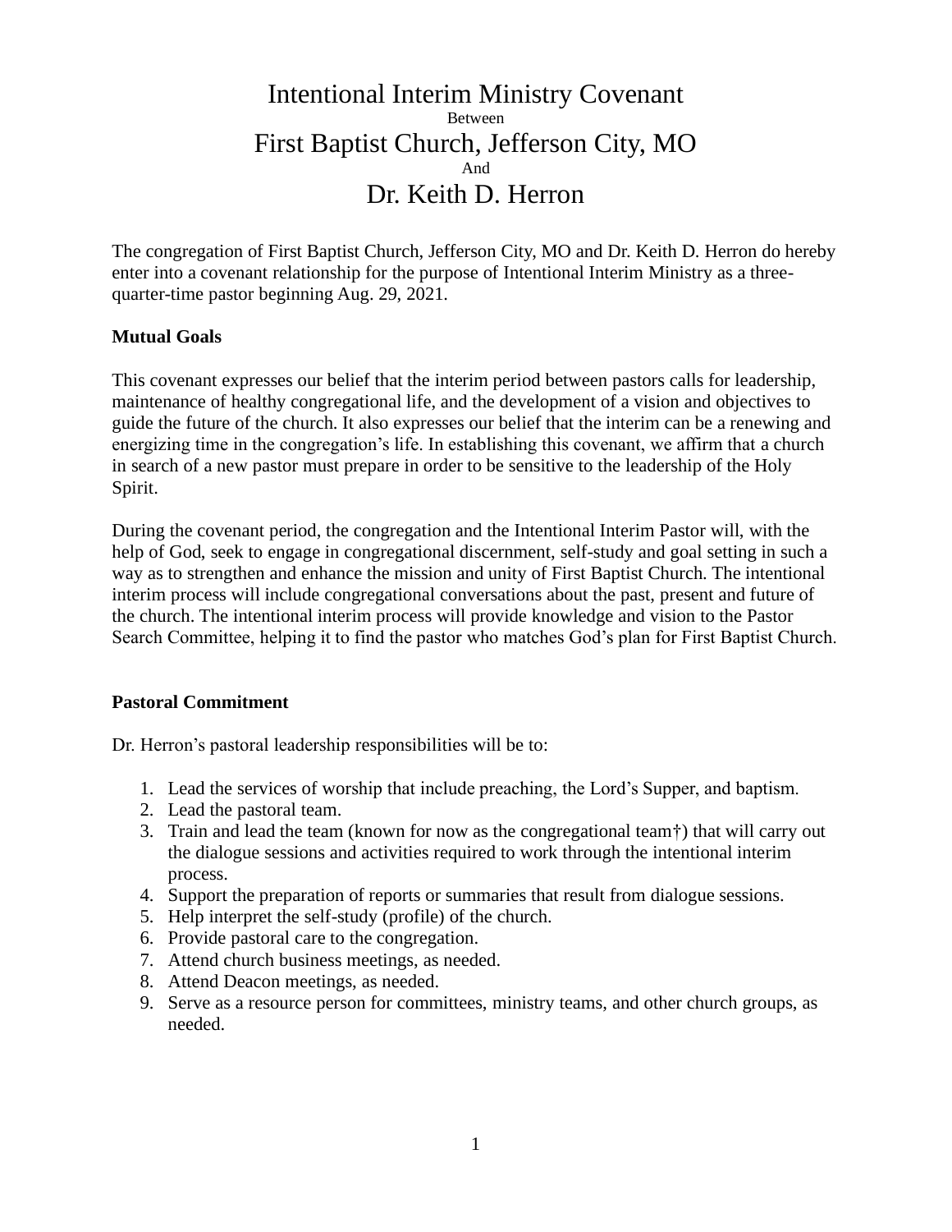# Intentional Interim Ministry Covenant

Between

# First Baptist Church, Jefferson City, MO

And

# Dr. Keith D. Herron

The congregation of First Baptist Church, Jefferson City, MO and Dr. Keith D. Herron do hereby enter into a covenant relationship for the purpose of Intentional Interim Ministry as a three-quarter-time pastor beginning Aug. 29, 2021.

**Mutual Goals**

This covenant expresses our belief that the interim period between pastors calls for leadership, maintenance of healthy congregational life, and the development of a vision and objectives to guide the future of the church. It also expresses our belief that the interim can be a renewing and energizing time in the congregation's life. In establishing this covenant, we affirm that a church in search of a new pastor must prepare in order to be sensitive to the leadership of the Holy Spirit.

During the covenant period, the congregation and the Intentional Interim Pastor will, with the help of God, seek to engage in congregational discernment, self-study and goal setting in such a way as to strengthen and enhance the mission and unity of First Baptist Church. The intentional interim process will include congregational conversations about the past, present and future of the church. The intentional interim process will provide knowledge and vision to the Pastor Search Committee, helping it to find the pastor who matches God's plan for First Baptist Church.

**Pastoral Commitment**

Dr. Herron's pastoral leadership responsibilities will be to:

1. Lead the services of worship that include preaching, the Lord's Supper, and baptism.
2. Lead the pastoral team.
3. Train and lead the team (known for now as the congregational team†) that will carry out the dialogue sessions and activities required to work through the intentional interim process.
4. Support the preparation of reports or summaries that result from dialogue sessions.
5. Help interpret the self-study (profile) of the church.
6. Provide pastoral care to the congregation.
7. Attend church business meetings, as needed.
8. Attend Deacon meetings, as needed.
9. Serve as a resource person for committees, ministry teams, and other church groups, as needed.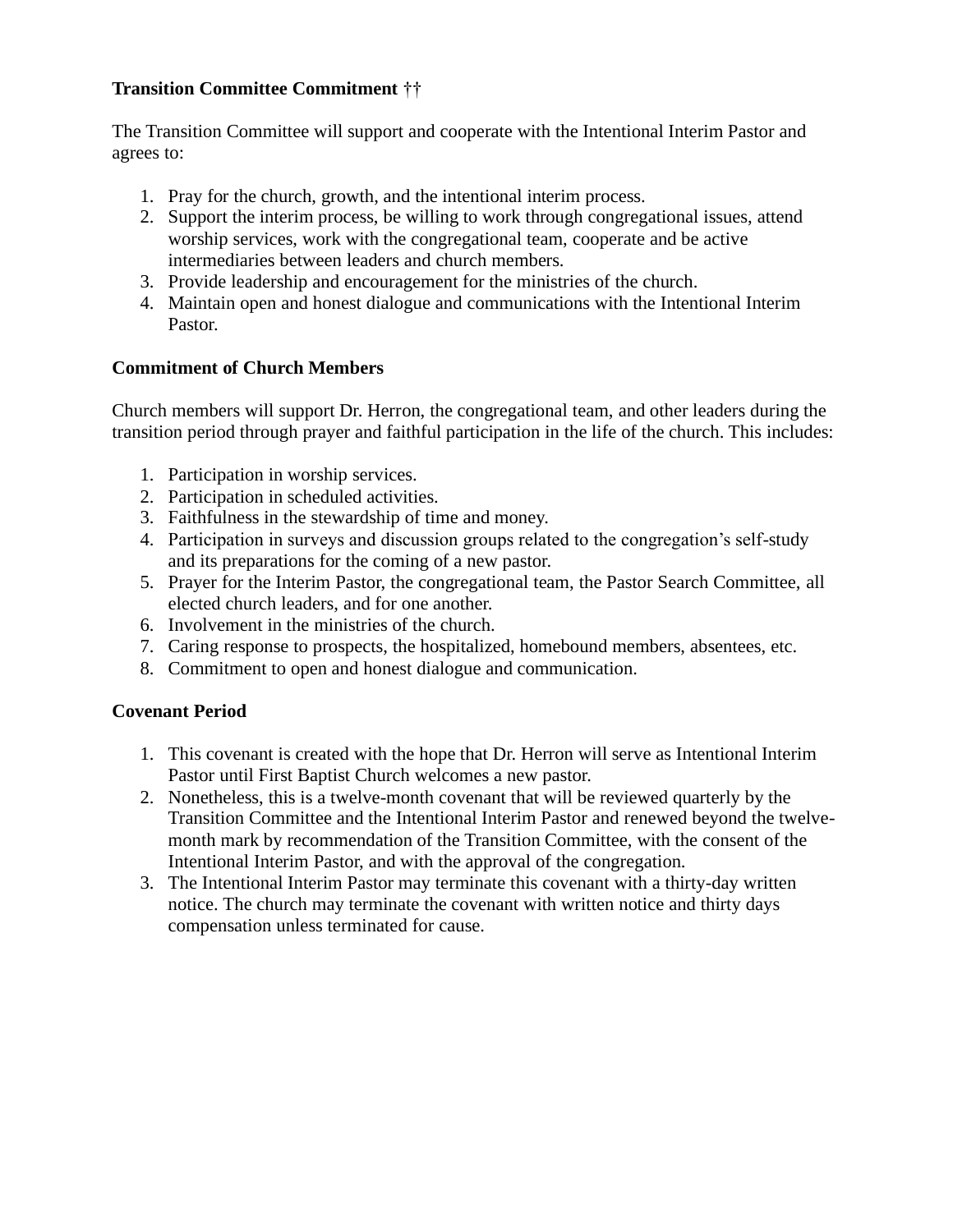**Transition Committee Commitment ††**

The Transition Committee will support and cooperate with the Intentional Interim Pastor and agrees to:

1. Pray for the church, growth, and the intentional interim process.
2. Support the interim process, be willing to work through congregational issues, attend worship services, work with the congregational team, cooperate and be active intermediaries between leaders and church members.
3. Provide leadership and encouragement for the ministries of the church.
4. Maintain open and honest dialogue and communications with the Intentional Interim Pastor.

**Commitment of Church Members**

Church members will support Dr. Herron, the congregational team, and other leaders during the transition period through prayer and faithful participation in the life of the church. This includes:

1. Participation in worship services.
2. Participation in scheduled activities.
3. Faithfulness in the stewardship of time and money.
4. Participation in surveys and discussion groups related to the congregation's self-study and its preparations for the coming of a new pastor.
5. Prayer for the Interim Pastor, the congregational team, the Pastor Search Committee, all elected church leaders, and for one another.
6. Involvement in the ministries of the church.
7. Caring response to prospects, the hospitalized, homebound members, absentees, etc.
8. Commitment to open and honest dialogue and communication.

**Covenant Period**

1. This covenant is created with the hope that Dr. Herron will serve as Intentional Interim Pastor until First Baptist Church welcomes a new pastor.
2. Nonetheless, this is a twelve-month covenant that will be reviewed quarterly by the Transition Committee and the Intentional Interim Pastor and renewed beyond the twelve-month mark by recommendation of the Transition Committee, with the consent of the Intentional Interim Pastor, and with the approval of the congregation.
3. The Intentional Interim Pastor may terminate this covenant with a thirty-day written notice. The church may terminate the covenant with written notice and thirty days compensation unless terminated for cause.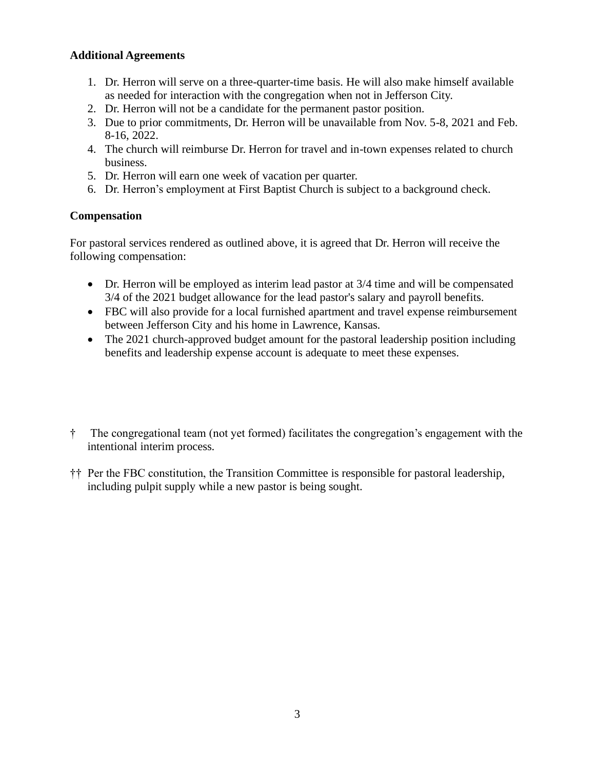**Additional Agreements**

1. Dr. Herron will serve on a three-quarter-time basis. He will also make himself available as needed for interaction with the congregation when not in Jefferson City.
2. Dr. Herron will not be a candidate for the permanent pastor position.
3. Due to prior commitments, Dr. Herron will be unavailable from Nov. 5-8, 2021 and Feb. 8-16, 2022.
4. The church will reimburse Dr. Herron for travel and in-town expenses related to church business.
5. Dr. Herron will earn one week of vacation per quarter.
6. Dr. Herron's employment at First Baptist Church is subject to a background check.

**Compensation**

For pastoral services rendered as outlined above, it is agreed that Dr. Herron will receive the following compensation:

- Dr. Herron will be employed as interim lead pastor at 3/4 time and will be compensated 3/4 of the 2021 budget allowance for the lead pastor's salary and payroll benefits.
- FBC will also provide for a local furnished apartment and travel expense reimbursement between Jefferson City and his home in Lawrence, Kansas.
- The 2021 church-approved budget amount for the pastoral leadership position including benefits and leadership expense account is adequate to meet these expenses.

† The congregational team (not yet formed) facilitates the congregation's engagement with the intentional interim process.

†† Per the FBC constitution, the Transition Committee is responsible for pastoral leadership, including pulpit supply while a new pastor is being sought.